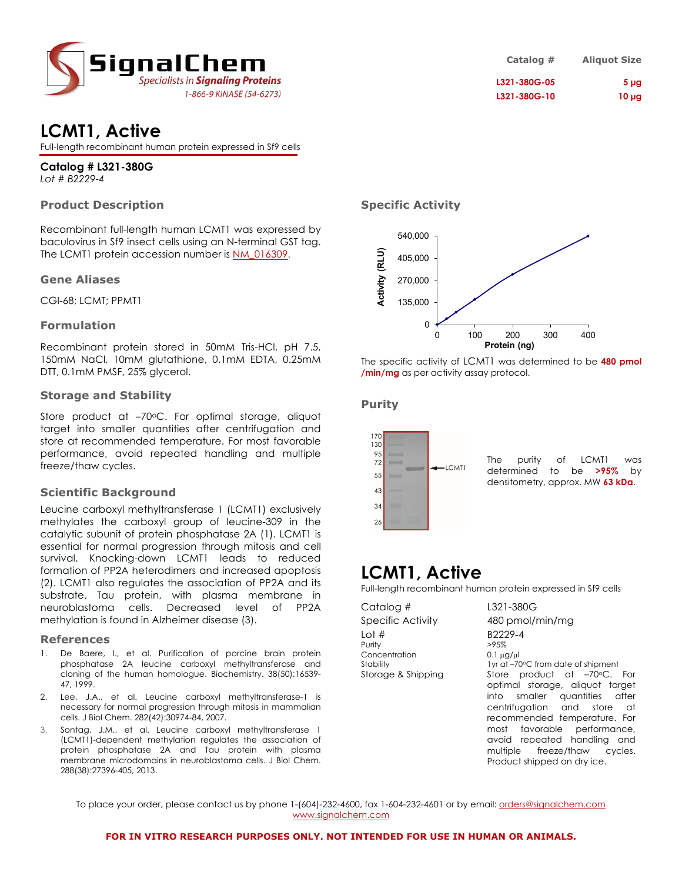SignalChem
Specialists in Signaling Proteins
1-866-9 KINASE (54-6273)

| Catalog # | Aliquot Size |
| --- | --- |
| L321-380G-05 | 5 µg |
| L321-380G-10 | 10 µg |

# LCMT1, Active

Full-length recombinant human protein expressed in Sf9 cells

**Catalog # L321-380G**
*Lot # B2229-4*

## Product Description

Recombinant full-length human LCMT1 was expressed by baculovirus in Sf9 insect cells using an N-terminal GST tag. The LCMT1 protein accession number is NM_016309.

## Gene Aliases

CGI-68; LCMT; PPMT1

## Formulation

Recombinant protein stored in 50mM Tris-HCl, pH 7.5, 150mM NaCl, 10mM glutathione, 0.1mM EDTA, 0.25mM DTT, 0.1mM PMSF, 25% glycerol.

## Storage and Stability

Store product at –70°C. For optimal storage, aliquot target into smaller quantities after centrifugation and store at recommended temperature. For most favorable performance, avoid repeated handling and multiple freeze/thaw cycles.

## Scientific Background

Leucine carboxyl methyltransferase 1 (LCMT1) exclusively methylates the carboxyl group of leucine-309 in the catalytic subunit of protein phosphatase 2A (1). LCMT1 is essential for normal progression through mitosis and cell survival. Knocking-down LCMT1 leads to reduced formation of PP2A heterodimers and increased apoptosis (2). LCMT1 also regulates the association of PP2A and its substrate, Tau protein, with plasma membrane in neuroblastoma cells. Decreased level of PP2A methylation is found in Alzheimer disease (3).

## References

1. De Baere, I., et al. Purification of porcine brain protein phosphatase 2A leucine carboxyl methyltransferase and cloning of the human homologue. Biochemistry. 38(50):16539-47, 1999.
2. Lee, J.A., et al. Leucine carboxyl methyltransferase-1 is necessary for normal progression through mitosis in mammalian cells. J Biol Chem. 282(42):30974-84, 2007.
3. Sontag, J.M., et al. Leucine carboxyl methyltransferase 1 (LCMT1)-dependent methylation regulates the association of protein phosphatase 2A and Tau protein with plasma membrane microdomains in neuroblastoma cells. J Biol Chem. 288(38):27396-405, 2013.

## Specific Activity

Activity (RLU) vs. Protein (ng): y-axis 0, 135,000, 270,000, 405,000, 540,000; x-axis 0, 100, 200, 300, 400.

The specific activity of LCMT1 was determined to be **480 pmol/min/mg** as per activity assay protocol.

## Purity

Gel markers: 170, 130, 95, 72, 55, 43, 34, 26; band labeled LCMT1.

The purity of LCMT1 was determined to be **>95%** by densitometry, approx. MW **63 kDa**.

# LCMT1, Active

Full-length recombinant human protein expressed in Sf9 cells

| | |
| --- | --- |
| Catalog # | L321-380G |
| Specific Activity | 480 pmol/min/mg |
| Lot # | B2229-4 |
| Purity | >95% |
| Concentration | 0.1 µg/µl |
| Stability | 1yr at –70°C from date of shipment |
| Storage & Shipping | Store product at –70°C. For optimal storage, aliquot target into smaller quantities after centrifugation and store at recommended temperature. For most favorable performance, avoid repeated handling and multiple freeze/thaw cycles. Product shipped on dry ice. |

To place your order, please contact us by phone 1-(604)-232-4600, fax 1-604-232-4601 or by email: orders@signalchem.com
www.signalchem.com

**FOR IN VITRO RESEARCH PURPOSES ONLY. NOT INTENDED FOR USE IN HUMAN OR ANIMALS.**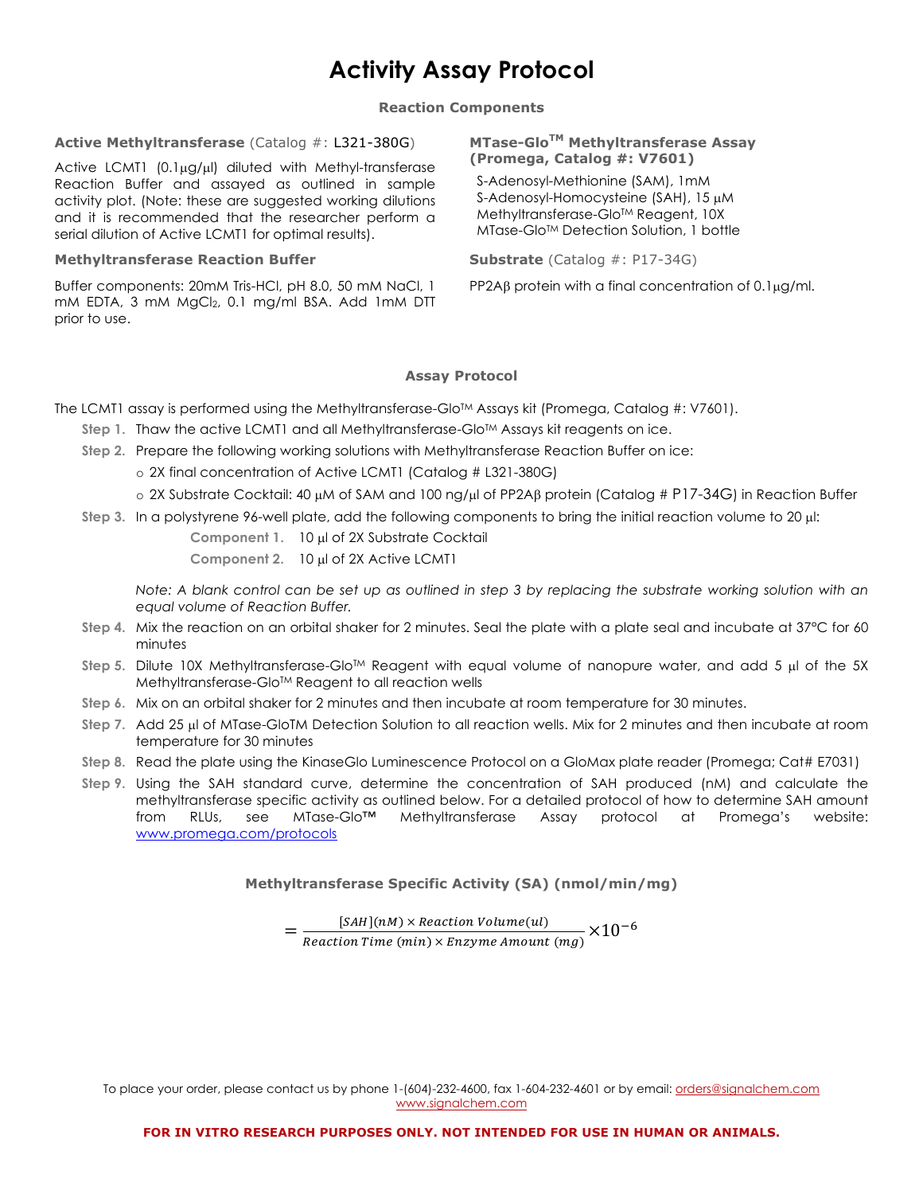# Activity Assay Protocol

### Reaction Components

**Active Methyltransferase** (Catalog #: L321-380G)

Active LCMT1 (0.1µg/µl) diluted with Methyl-transferase Reaction Buffer and assayed as outlined in sample activity plot. (Note: these are suggested working dilutions and it is recommended that the researcher perform a serial dilution of Active LCMT1 for optimal results).

**Methyltransferase Reaction Buffer**

Buffer components: 20mM Tris-HCl, pH 8.0, 50 mM NaCl, 1 mM EDTA, 3 mM $MgCl_2$, 0.1 mg/ml BSA. Add 1mM DTT prior to use.

**MTase-Glo™ Methyltransferase Assay (Promega, Catalog #: V7601)**

S-Adenosyl-Methionine (SAM), 1mM
S-Adenosyl-Homocysteine (SAH), 15 µM
Methyltransferase-Glo™ Reagent, 10X
MTase-Glo™ Detection Solution, 1 bottle

**Substrate** (Catalog #: P17-34G)

PP2Aβ protein with a final concentration of 0.1µg/ml.

### Assay Protocol

The LCMT1 assay is performed using the Methyltransferase-Glo™ Assays kit (Promega, Catalog #: V7601).

**Step 1.** Thaw the active LCMT1 and all Methyltransferase-Glo™ Assays kit reagents on ice.

**Step 2.** Prepare the following working solutions with Methyltransferase Reaction Buffer on ice:
- 2X final concentration of Active LCMT1 (Catalog # L321-380G)
- 2X Substrate Cocktail: 40 µM of SAM and 100 ng/µl of PP2Aβ protein (Catalog # P17-34G) in Reaction Buffer

**Step 3.** In a polystyrene 96-well plate, add the following components to bring the initial reaction volume to 20 µl:

**Component 1.** 10 µl of 2X Substrate Cocktail
**Component 2.** 10 µl of 2X Active LCMT1

*Note: A blank control can be set up as outlined in step 3 by replacing the substrate working solution with an equal volume of Reaction Buffer.*

**Step 4.** Mix the reaction on an orbital shaker for 2 minutes. Seal the plate with a plate seal and incubate at 37°C for 60 minutes

**Step 5.** Dilute 10X Methyltransferase-Glo™ Reagent with equal volume of nanopure water, and add 5 µl of the 5X Methyltransferase-Glo™ Reagent to all reaction wells

**Step 6.** Mix on an orbital shaker for 2 minutes and then incubate at room temperature for 30 minutes.

**Step 7.** Add 25 µl of MTase-GloTM Detection Solution to all reaction wells. Mix for 2 minutes and then incubate at room temperature for 30 minutes

**Step 8.** Read the plate using the KinaseGlo Luminescence Protocol on a GloMax plate reader (Promega; Cat# E7031)

**Step 9.** Using the SAH standard curve, determine the concentration of SAH produced (nM) and calculate the methyltransferase specific activity as outlined below. For a detailed protocol of how to determine SAH amount from RLUs, see MTase-Glo™ Methyltransferase Assay protocol at Promega's website: www.promega.com/protocols

### Methyltransferase Specific Activity (SA) (nmol/min/mg)

$$= \frac{[SAH](nM) \times Reaction\ Volume(ul)}{Reaction\ Time\ (min) \times Enzyme\ Amount\ (mg)} \times 10^{-6}$$

To place your order, please contact us by phone 1-(604)-232-4600, fax 1-604-232-4601 or by email: orders@signalchem.com
www.signalchem.com

**FOR IN VITRO RESEARCH PURPOSES ONLY. NOT INTENDED FOR USE IN HUMAN OR ANIMALS.**